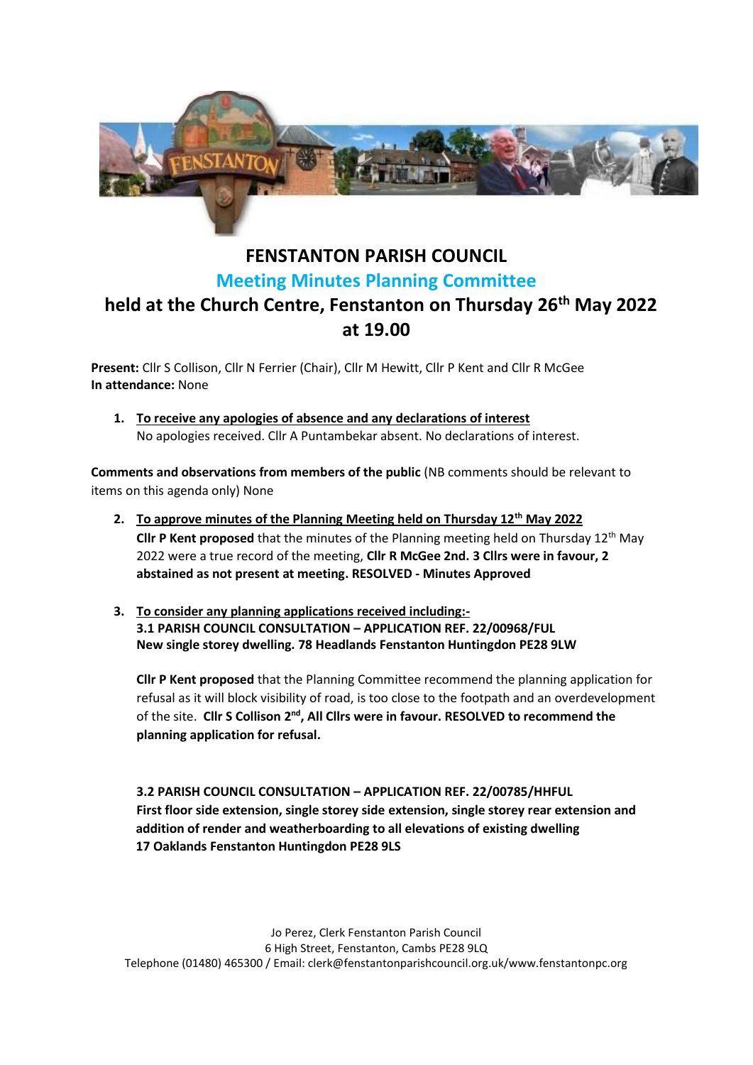# FENSTANTON PARISH COUNCIL

## Meeting Minutes Planning Committee

## held at the Church Centre, Fenstanton on Thursday 26th May 2022 at 19.00

**Present:** Cllr S Collison, Cllr N Ferrier (Chair), Cllr M Hewitt, Cllr P Kent and Cllr R McGee
**In attendance:** None

1. **To receive any apologies of absence and any declarations of interest**
   No apologies received. Cllr A Puntambekar absent. No declarations of interest.

**Comments and observations from members of the public** (NB comments should be relevant to items on this agenda only) None

2. **To approve minutes of the Planning Meeting held on Thursday 12th May 2022**
   **Cllr P Kent proposed** that the minutes of the Planning meeting held on Thursday 12th May 2022 were a true record of the meeting, **Cllr R McGee 2nd. 3 Cllrs were in favour, 2 abstained as not present at meeting. RESOLVED - Minutes Approved**

3. **To consider any planning applications received including:-**
   **3.1 PARISH COUNCIL CONSULTATION – APPLICATION REF. 22/00968/FUL**
   **New single storey dwelling. 78 Headlands Fenstanton Huntingdon PE28 9LW**

   **Cllr P Kent proposed** that the Planning Committee recommend the planning application for refusal as it will block visibility of road, is too close to the footpath and an overdevelopment of the site. **Cllr S Collison 2nd, All Cllrs were in favour. RESOLVED to recommend the planning application for refusal.**

   **3.2 PARISH COUNCIL CONSULTATION – APPLICATION REF. 22/00785/HHFUL**
   **First floor side extension, single storey side extension, single storey rear extension and addition of render and weatherboarding to all elevations of existing dwelling**
   **17 Oaklands Fenstanton Huntingdon PE28 9LS**

Jo Perez, Clerk Fenstanton Parish Council
6 High Street, Fenstanton, Cambs PE28 9LQ
Telephone (01480) 465300 / Email: clerk@fenstantonparishcouncil.org.uk/www.fenstantonpc.org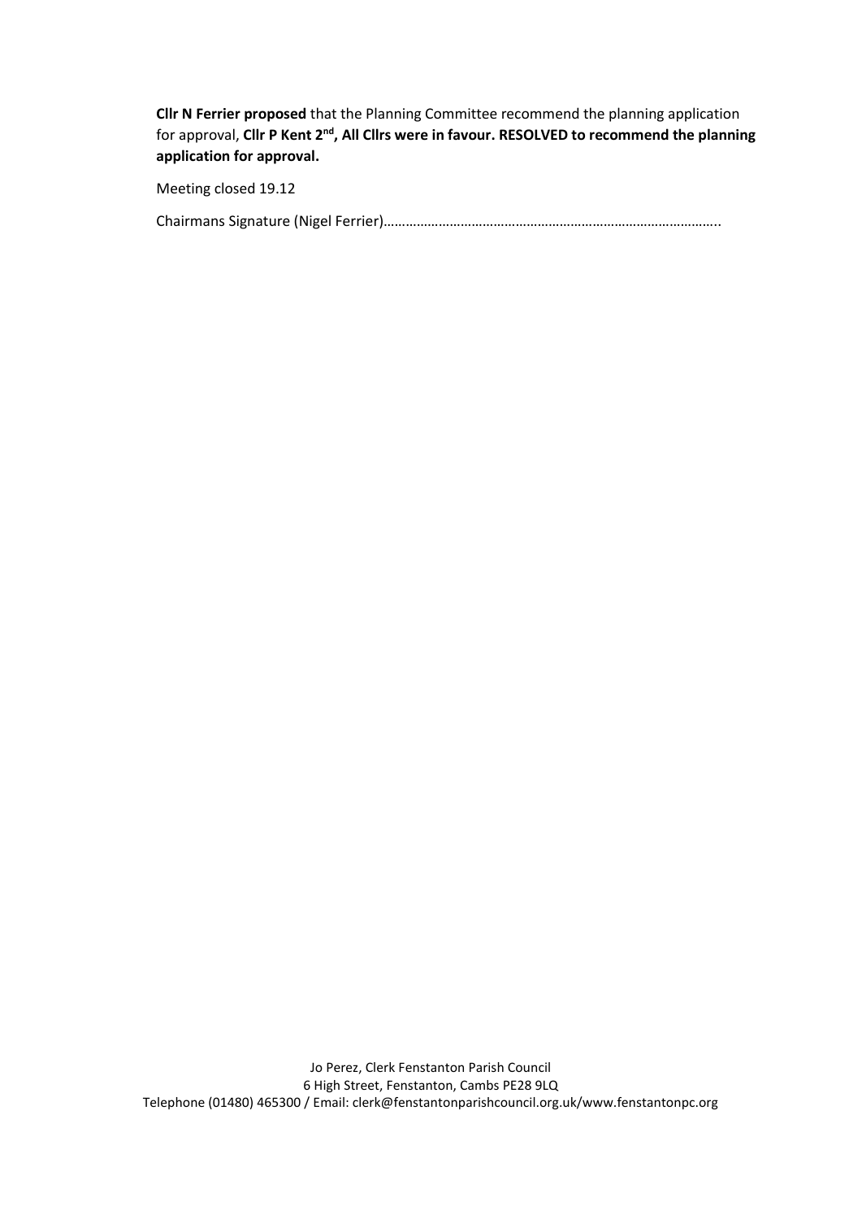**Cllr N Ferrier proposed** that the Planning Committee recommend the planning application for approval, **Cllr P Kent 2nd, All Cllrs were in favour. RESOLVED to recommend the planning application for approval.**

Meeting closed 19.12

Chairmans Signature (Nigel Ferrier)……………………………………………………………………………..